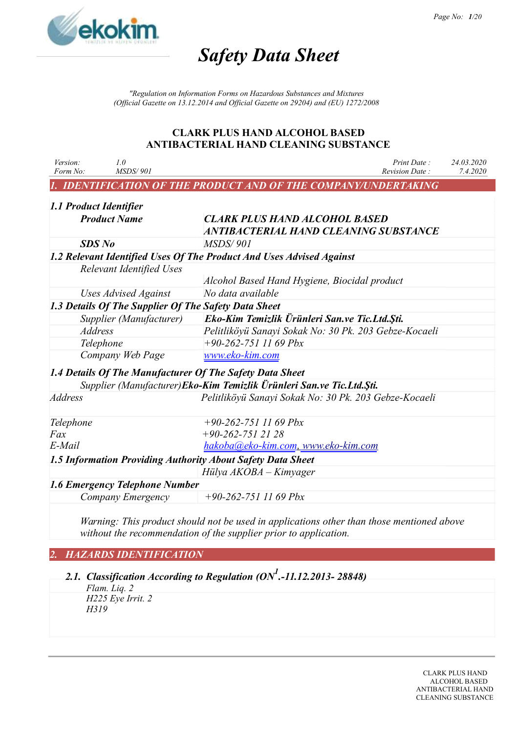# Safety Data Sheet

*"Regulation on Information Forms on Hazardous Substances and Mixtures (Official Gazette on 13.12.2014 and Official Gazette on 29204) and (EU) 1272/2008*

## CLARK PLUS HAND ALCOHOL BASED ANTIBACTERIAL HAND CLEANING SUBSTANCE

| | | | |
|---|---|---|---|
| *Version:* | *1.0* | *Print Date :* | *24.03.2020* |
| *Form No:* | *MSDS/ 901* | *Revision Date :* | *7.4.2020* |

## *1. IDENTIFICATION OF THE PRODUCT AND OF THE COMPANY/UNDERTAKING*

### *1.1 Product Identifier*

| | |
|---|---|
| ***Product Name*** | ***CLARK PLUS HAND ALCOHOL BASED ANTIBACTERIAL HAND CLEANING SUBSTANCE*** |
| ***SDS No*** | *MSDS/ 901* |

### *1.2 Relevant Identified Uses Of The Product And Uses Advised Against*

| | |
|---|---|
| *Relevant Identified Uses* | *Alcohol Based Hand Hygiene, Biocidal product* |
| *Uses Advised Against* | *No data available* |

### *1.3 Details Of The Supplier Of The Safety Data Sheet*

| | |
|---|---|
| *Supplier (Manufacturer)* | ***Eko-Kim Temizlik Ürünleri San.ve Tic.Ltd.Şti.*** |
| *Address* | *Pelitliköyü Sanayi Sokak No: 30 Pk. 203 Gebze-Kocaeli* |
| *Telephone* | *+90-262-751 11 69 Pbx* |
| *Company Web Page* | *www.eko-kim.com* |

### *1.4 Details Of The Manufacturer Of The Safety Data Sheet*

| | |
|---|---|
| *Supplier (Manufacturer)* | ***Eko-Kim Temizlik Ürünleri San.ve Tic.Ltd.Şti.*** |
| *Address* | *Pelitliköyü Sanayi Sokak No: 30 Pk. 203 Gebze-Kocaeli* |
| *Telephone* | *+90-262-751 11 69 Pbx* |
| *Fax* | *+90-262-751 21 28* |
| *E-Mail* | *hakoba@eko-kim.com, www.eko-kim.com* |

### *1.5 Information Providing Authority About Safety Data Sheet*

*Hülya AKOBA – Kimyager*

### *1.6 Emergency Telephone Number*

| | |
|---|---|
| *Company Emergency* | *+90-262-751 11 69 Pbx* |

*Warning: This product should not be used in applications other than those mentioned above without the recommendation of the supplier prior to application.*

## *2. HAZARDS IDENTIFICATION*

### *2.1. Classification According to Regulation (ON[1].-11.12.2013- 28848)*

*Flam. Liq. 2*
*H225 Eye Irrit. 2*
*H319*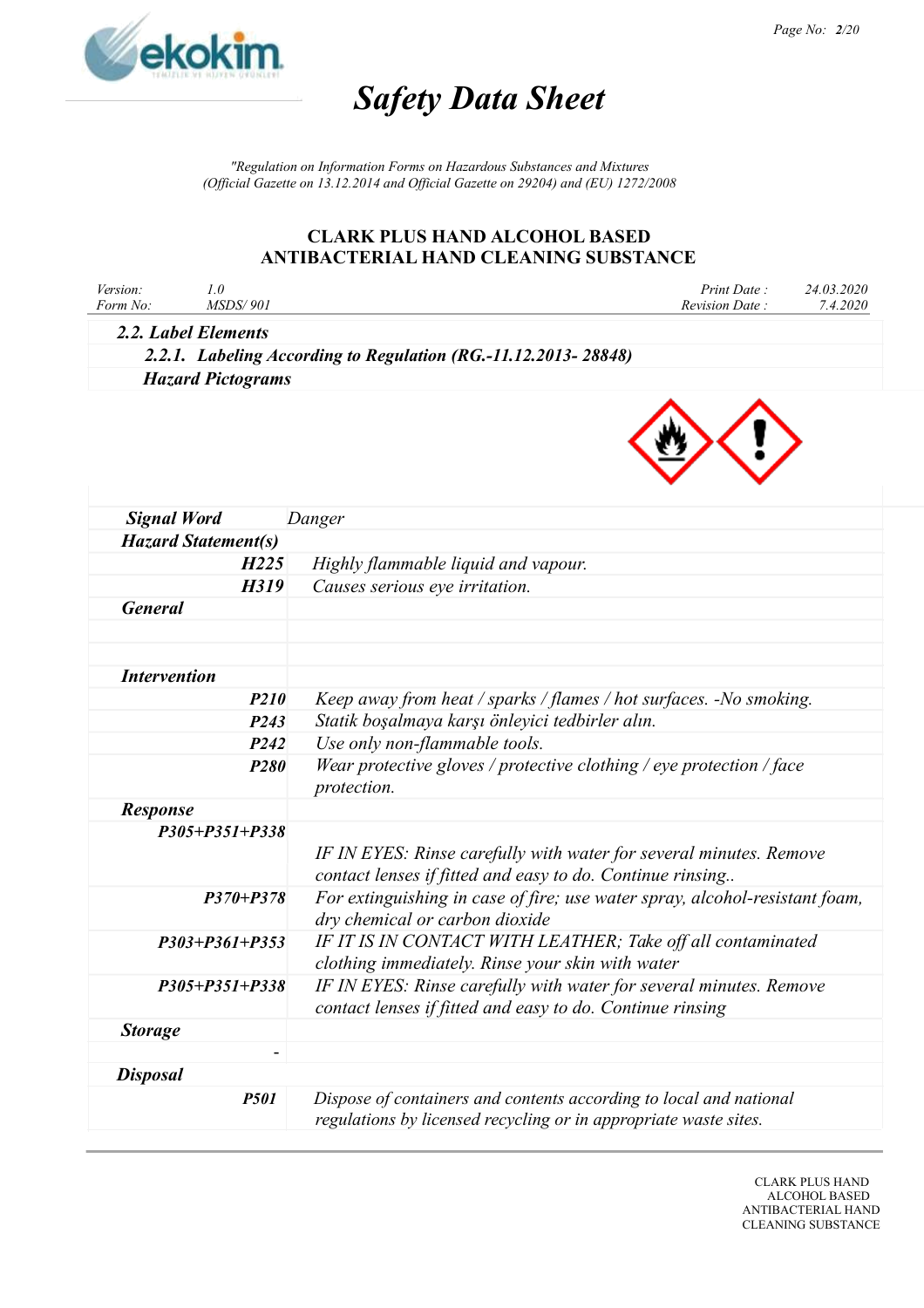# Safety Data Sheet

*"Regulation on Information Forms on Hazardous Substances and Mixtures (Official Gazette on 13.12.2014 and Official Gazette on 29204) and (EU) 1272/2008*

## CLARK PLUS HAND ALCOHOL BASED ANTIBACTERIAL HAND CLEANING SUBSTANCE

| *Version:* | *1.0* | *Print Date :* | *24.03.2020* |
|---|---|---|---|
| *Form No:* | *MSDS/ 901* | *Revision Date :* | *7.4.2020* |

### 2.2. Label Elements

#### 2.2.1. Labeling According to Regulation (RG.-11.12.2013- 28848)

#### Hazard Pictograms

| | |
|---|---|
| **Signal Word** | *Danger* |
| **Hazard Statement(s)** | |
| **H225** | *Highly flammable liquid and vapour.* |
| **H319** | *Causes serious eye irritation.* |
| **General** | |
| | |
| | |
| **Intervention** | |
| **P210** | *Keep away from heat / sparks / flames / hot surfaces. -No smoking.* |
| **P243** | *Statik boşalmaya karşı önleyici tedbirler alın.* |
| **P242** | *Use only non-flammable tools.* |
| **P280** | *Wear protective gloves / protective clothing / eye protection / face protection.* |
| **Response** | |
| **P305+P351+P338** | *IF IN EYES: Rinse carefully with water for several minutes. Remove contact lenses if fitted and easy to do. Continue rinsing..* |
| **P370+P378** | *For extinguishing in case of fire; use water spray, alcohol-resistant foam, dry chemical or carbon dioxide* |
| **P303+P361+P353** | *IF IT IS IN CONTACT WITH LEATHER; Take off all contaminated clothing immediately. Rinse your skin with water* |
| **P305+P351+P338** | *IF IN EYES: Rinse carefully with water for several minutes. Remove contact lenses if fitted and easy to do. Continue rinsing* |
| **Storage** | |
| - | |
| **Disposal** | |
| **P501** | *Dispose of containers and contents according to local and national regulations by licensed recycling or in appropriate waste sites.* |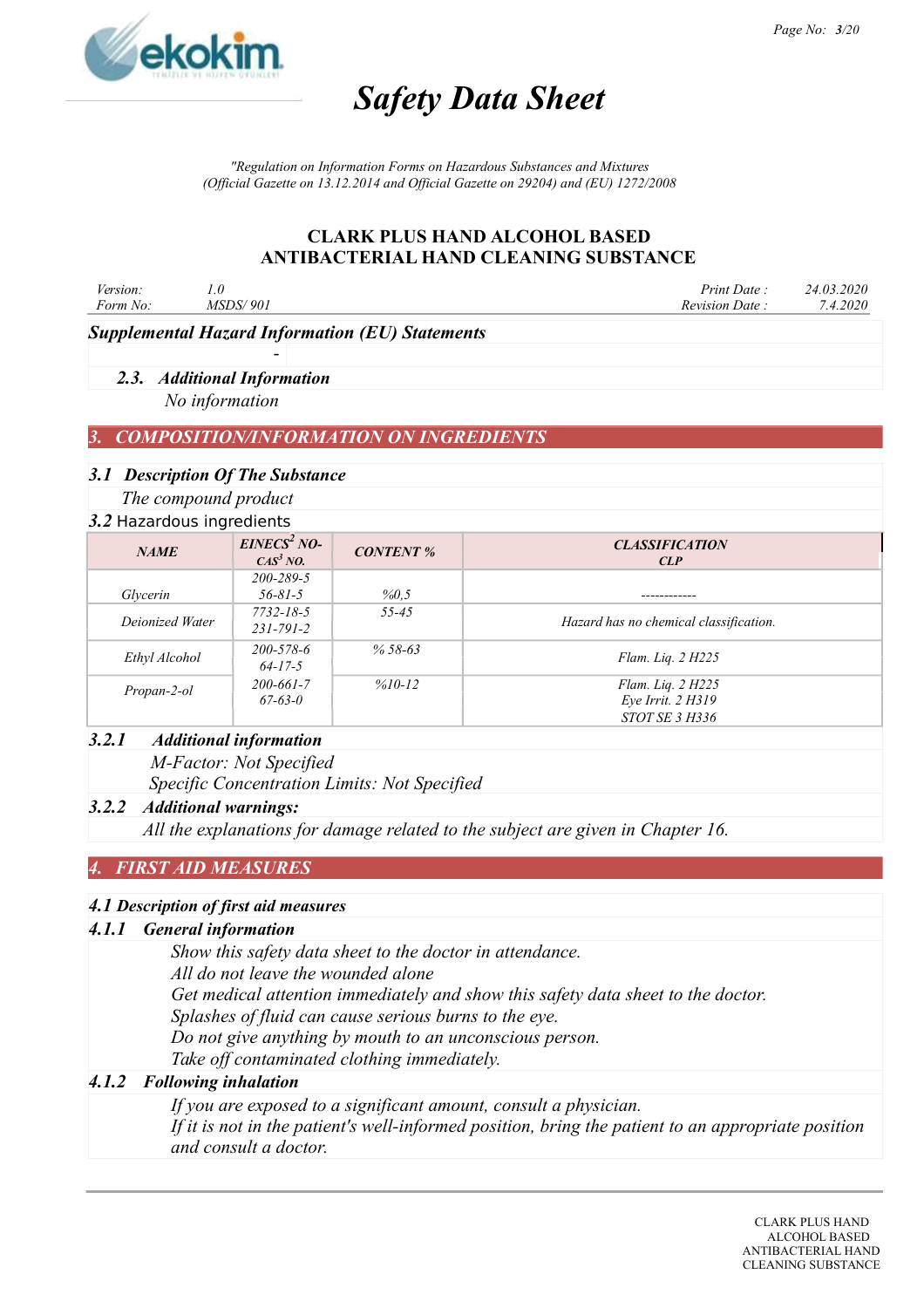**Supplemental Hazard Information (EU) Statements**

-

### 2.3. Additional Information

*No information*

## 3. COMPOSITION/INFORMATION ON INGREDIENTS

### 3.1 Description Of The Substance

*The compound product*

### 3.2 Hazardous ingredients

| NAME | EINECS[2] NO- CAS[3] NO. | CONTENT % | CLASSIFICATION CLP |
|---|---|---|---|
| Glycerin | 200-289-5 56-81-5 | %0,5 | ------------ |
| Deionized Water | 7732-18-5 231-791-2 | 55-45 | Hazard has no chemical classification. |
| Ethyl Alcohol | 200-578-6 64-17-5 | % 58-63 | Flam. Liq. 2 H225 |
| Propan-2-ol | 200-661-7 67-63-0 | %10-12 | Flam. Liq. 2 H225 Eye Irrit. 2 H319 STOT SE 3 H336 |

#### 3.2.1 Additional information

*M-Factor: Not Specified*
*Specific Concentration Limits: Not Specified*

#### 3.2.2 Additional warnings:

*All the explanations for damage related to the subject are given in Chapter 16.*

## 4. FIRST AID MEASURES

### 4.1 Description of first aid measures

#### 4.1.1 General information

*Show this safety data sheet to the doctor in attendance.*
*All do not leave the wounded alone*
*Get medical attention immediately and show this safety data sheet to the doctor.*
*Splashes of fluid can cause serious burns to the eye.*
*Do not give anything by mouth to an unconscious person.*
*Take off contaminated clothing immediately.*

#### 4.1.2 Following inhalation

*If you are exposed to a significant amount, consult a physician.*
*If it is not in the patient's well-informed position, bring the patient to an appropriate position and consult a doctor.*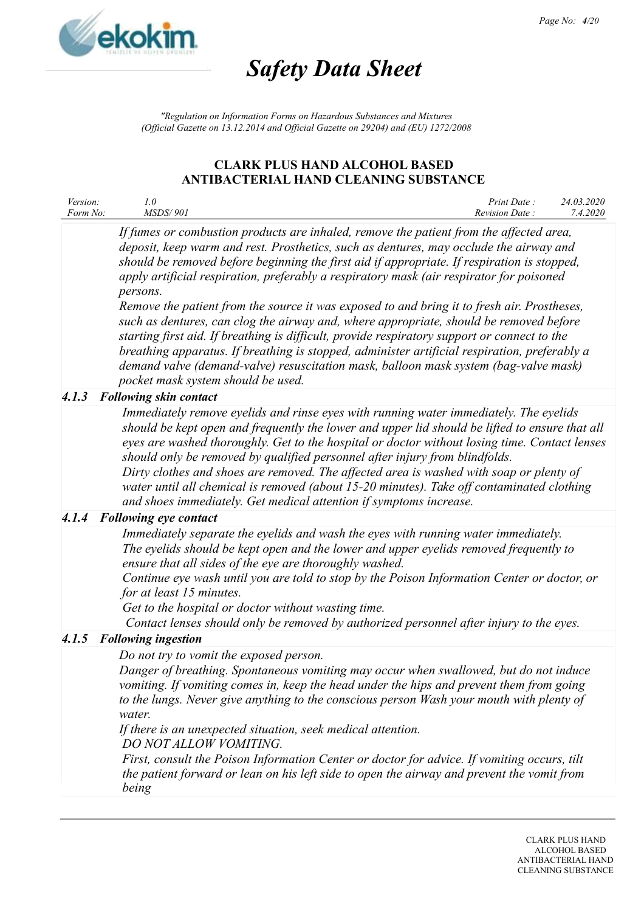*If fumes or combustion products are inhaled, remove the patient from the affected area, deposit, keep warm and rest. Prosthetics, such as dentures, may occlude the airway and should be removed before beginning the first aid if appropriate. If respiration is stopped, apply artificial respiration, preferably a respiratory mask (air respirator for poisoned persons.*

*Remove the patient from the source it was exposed to and bring it to fresh air. Prostheses, such as dentures, can clog the airway and, where appropriate, should be removed before starting first aid. If breathing is difficult, provide respiratory support or connect to the breathing apparatus. If breathing is stopped, administer artificial respiration, preferably a demand valve (demand-valve) resuscitation mask, balloon mask system (bag-valve mask) pocket mask system should be used.*

### 4.1.3 Following skin contact

*Immediately remove eyelids and rinse eyes with running water immediately. The eyelids should be kept open and frequently the lower and upper lid should be lifted to ensure that all eyes are washed thoroughly. Get to the hospital or doctor without losing time. Contact lenses should only be removed by qualified personnel after injury from blindfolds.*

*Dirty clothes and shoes are removed. The affected area is washed with soap or plenty of water until all chemical is removed (about 15-20 minutes). Take off contaminated clothing and shoes immediately. Get medical attention if symptoms increase.*

### 4.1.4 Following eye contact

*Immediately separate the eyelids and wash the eyes with running water immediately. The eyelids should be kept open and the lower and upper eyelids removed frequently to ensure that all sides of the eye are thoroughly washed.*

*Continue eye wash until you are told to stop by the Poison Information Center or doctor, or for at least 15 minutes.*

*Get to the hospital or doctor without wasting time.*

*Contact lenses should only be removed by authorized personnel after injury to the eyes.*

### 4.1.5 Following ingestion

*Do not try to vomit the exposed person.*

*Danger of breathing. Spontaneous vomiting may occur when swallowed, but do not induce vomiting. If vomiting comes in, keep the head under the hips and prevent them from going to the lungs. Never give anything to the conscious person Wash your mouth with plenty of water.*

*If there is an unexpected situation, seek medical attention.*

*DO NOT ALLOW VOMITING.*

*First, consult the Poison Information Center or doctor for advice. If vomiting occurs, tilt the patient forward or lean on his left side to open the airway and prevent the vomit from being*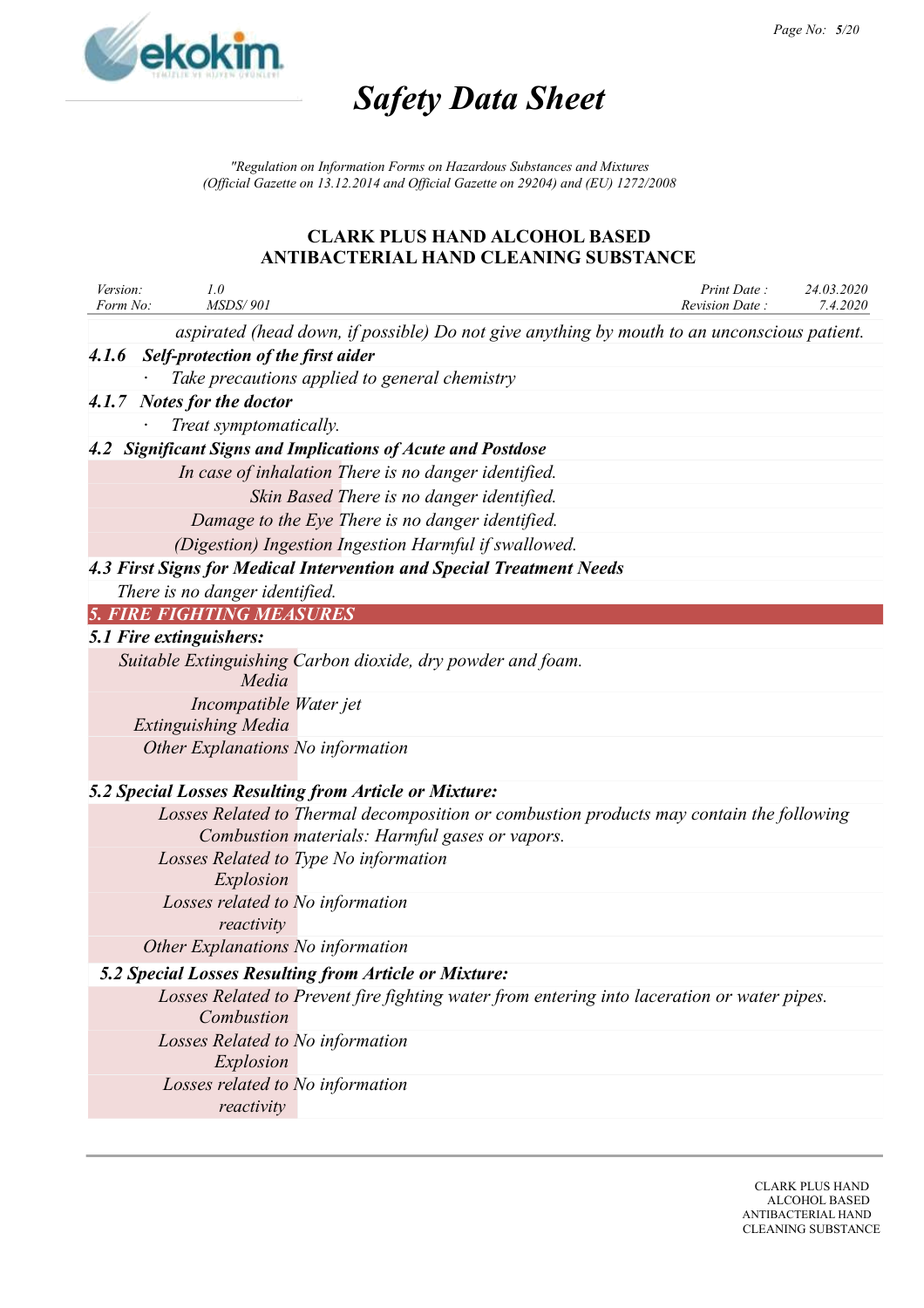aspirated (head down, if possible) Do not give anything by mouth to an unconscious patient.

### 4.1.6 Self-protection of the first aider

- Take precautions applied to general chemistry

### 4.1.7 Notes for the doctor

- Treat symptomatically.

### 4.2 Significant Signs and Implications of Acute and Postdose

| | |
|---|---|
| In case of inhalation | There is no danger identified. |
| Skin Based | There is no danger identified. |
| Damage to the Eye | There is no danger identified. |
| (Digestion) Ingestion | Ingestion Harmful if swallowed. |

### 4.3 First Signs for Medical Intervention and Special Treatment Needs

There is no danger identified.

## 5. FIRE FIGHTING MEASURES

### 5.1 Fire extinguishers:

| | |
|---|---|
| Suitable Extinguishing Media | Carbon dioxide, dry powder and foam. |
| Incompatible Extinguishing Media | Water jet |
| Other Explanations | No information |

### 5.2 Special Losses Resulting from Article or Mixture:

| | |
|---|---|
| Losses Related to Combustion | Thermal decomposition or combustion products may contain the following materials: Harmful gases or vapors. |
| Losses Related to Type Explosion | No information |
| Losses related to reactivity | No information |
| Other Explanations | No information |

### 5.2 Special Losses Resulting from Article or Mixture:

| | |
|---|---|
| Losses Related to Combustion | Prevent fire fighting water from entering into laceration or water pipes. |
| Losses Related to Explosion | No information |
| Losses related to reactivity | No information |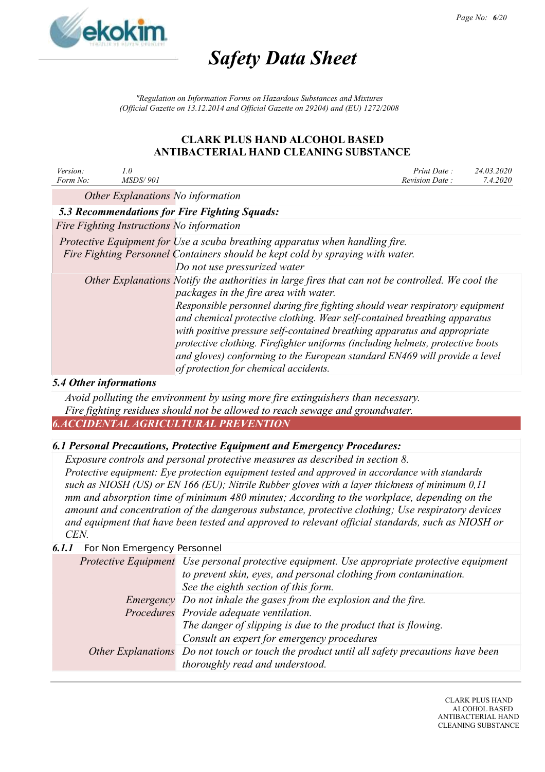| | |
|---|---|
| Other Explanations | No information |

### 5.3 Recommendations for Fire Fighting Squads:

| | |
|---|---|
| Fire Fighting Instructions | No information |
| Protective Equipment for Fire Fighting Personnel | Use a scuba breathing apparatus when handling fire. Containers should be kept cold by spraying with water. Do not use pressurized water |
| Other Explanations | Notify the authorities in large fires that can not be controlled. We cool the packages in the fire area with water. Responsible personnel during fire fighting should wear respiratory equipment and chemical protective clothing. Wear self-contained breathing apparatus with positive pressure self-contained breathing apparatus and appropriate protective clothing. Firefighter uniforms (including helmets, protective boots and gloves) conforming to the European standard EN469 will provide a level of protection for chemical accidents. |

### 5.4 Other informations

Avoid polluting the environment by using more fire extinguishers than necessary.
Fire fighting residues should not be allowed to reach sewage and groundwater.

## 6.ACCIDENTAL AGRICULTURAL PREVENTION

### 6.1 Personal Precautions, Protective Equipment and Emergency Procedures:

Exposure controls and personal protective measures as described in section 8.
Protective equipment: Eye protection equipment tested and approved in accordance with standards such as NIOSH (US) or EN 166 (EU); Nitrile Rubber gloves with a layer thickness of minimum 0,11 mm and absorption time of minimum 480 minutes; According to the workplace, depending on the amount and concentration of the dangerous substance, protective clothing; Use respiratory devices and equipment that have been tested and approved to relevant official standards, such as NIOSH or CEN.

#### 6.1.1 For Non Emergency Personnel

| | |
|---|---|
| Protective Equipment | Use personal protective equipment. Use appropriate protective equipment to prevent skin, eyes, and personal clothing from contamination. See the eighth section of this form. |
| Emergency Procedures | Do not inhale the gases from the explosion and the fire. Provide adequate ventilation. The danger of slipping is due to the product that is flowing. Consult an expert for emergency procedures |
| Other Explanations | Do not touch or touch the product until all safety precautions have been thoroughly read and understood. |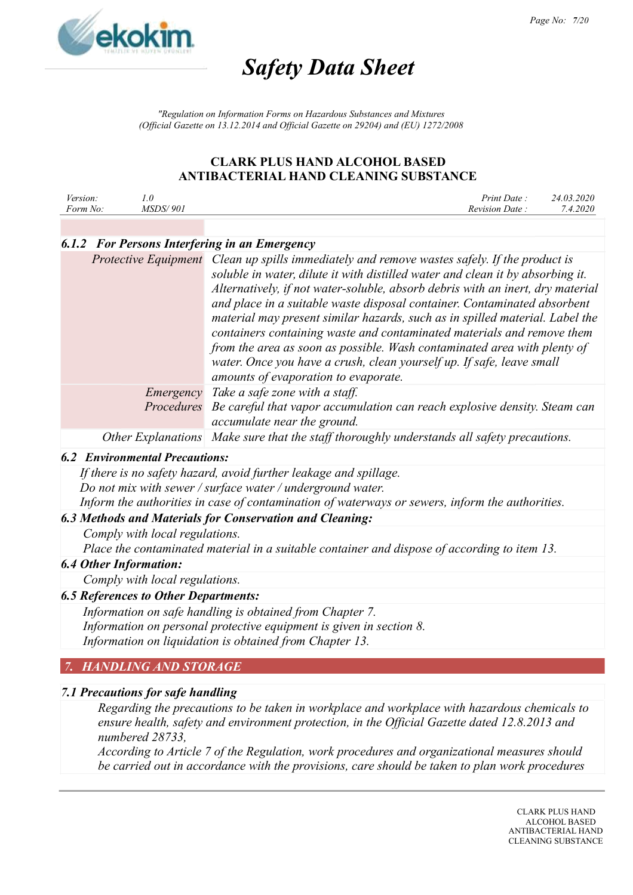### 6.1.2 For Persons Interfering in an Emergency

| | |
|---|---|
| Protective Equipment | Clean up spills immediately and remove wastes safely. If the product is soluble in water, dilute it with distilled water and clean it by absorbing it. Alternatively, if not water-soluble, absorb debris with an inert, dry material and place in a suitable waste disposal container. Contaminated absorbent material may present similar hazards, such as in spilled material. Label the containers containing waste and contaminated materials and remove them from the area as soon as possible. Wash contaminated area with plenty of water. Once you have a crush, clean yourself up. If safe, leave small amounts of evaporation to evaporate. |
| Emergency Procedures | Take a safe zone with a staff. Be careful that vapor accumulation can reach explosive density. Steam can accumulate near the ground. |
| Other Explanations | Make sure that the staff thoroughly understands all safety precautions. |

### 6.2 Environmental Precautions:

If there is no safety hazard, avoid further leakage and spillage.
Do not mix with sewer / surface water / underground water.
Inform the authorities in case of contamination of waterways or sewers, inform the authorities.

### 6.3 Methods and Materials for Conservation and Cleaning:

Comply with local regulations.
Place the contaminated material in a suitable container and dispose of according to item 13.

### 6.4 Other Information:

Comply with local regulations.

### 6.5 References to Other Departments:

Information on safe handling is obtained from Chapter 7.
Information on personal protective equipment is given in section 8.
Information on liquidation is obtained from Chapter 13.

## 7. HANDLING AND STORAGE

### 7.1 Precautions for safe handling

Regarding the precautions to be taken in workplace and workplace with hazardous chemicals to ensure health, safety and environment protection, in the Official Gazette dated 12.8.2013 and numbered 28733,
According to Article 7 of the Regulation, work procedures and organizational measures should be carried out in accordance with the provisions, care should be taken to plan work procedures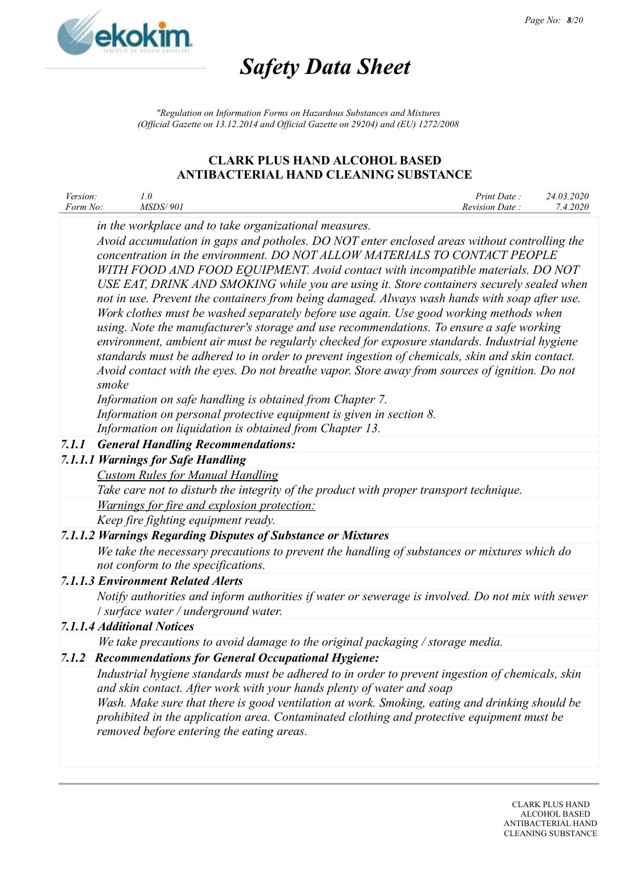*in the workplace and to take organizational measures.*

*Avoid accumulation in gaps and potholes. DO NOT enter enclosed areas without controlling the concentration in the environment. DO NOT ALLOW MATERIALS TO CONTACT PEOPLE WITH FOOD AND FOOD EQUIPMENT. Avoid contact with incompatible materials. DO NOT USE EAT, DRINK AND SMOKING while you are using it. Store containers securely sealed when not in use. Prevent the containers from being damaged. Always wash hands with soap after use. Work clothes must be washed separately before use again. Use good working methods when using. Note the manufacturer's storage and use recommendations. To ensure a safe working environment, ambient air must be regularly checked for exposure standards. Industrial hygiene standards must be adhered to in order to prevent ingestion of chemicals, skin and skin contact. Avoid contact with the eyes. Do not breathe vapor. Store away from sources of ignition. Do not smoke*

*Information on safe handling is obtained from Chapter 7.*

*Information on personal protective equipment is given in section 8.*

*Information on liquidation is obtained from Chapter 13.*

### 7.1.1 General Handling Recommendations:

#### 7.1.1.1 Warnings for Safe Handling

*Custom Rules for Manual Handling*

*Take care not to disturb the integrity of the product with proper transport technique.*

*Warnings for fire and explosion protection:*

*Keep fire fighting equipment ready.*

#### 7.1.1.2 Warnings Regarding Disputes of Substance or Mixtures

*We take the necessary precautions to prevent the handling of substances or mixtures which do not conform to the specifications.*

#### 7.1.1.3 Environment Related Alerts

*Notify authorities and inform authorities if water or sewerage is involved. Do not mix with sewer / surface water / underground water.*

#### 7.1.1.4 Additional Notices

*We take precautions to avoid damage to the original packaging / storage media.*

### 7.1.2 Recommendations for General Occupational Hygiene:

*Industrial hygiene standards must be adhered to in order to prevent ingestion of chemicals, skin and skin contact. After work with your hands plenty of water and soap*

*Wash. Make sure that there is good ventilation at work. Smoking, eating and drinking should be prohibited in the application area. Contaminated clothing and protective equipment must be removed before entering the eating areas.*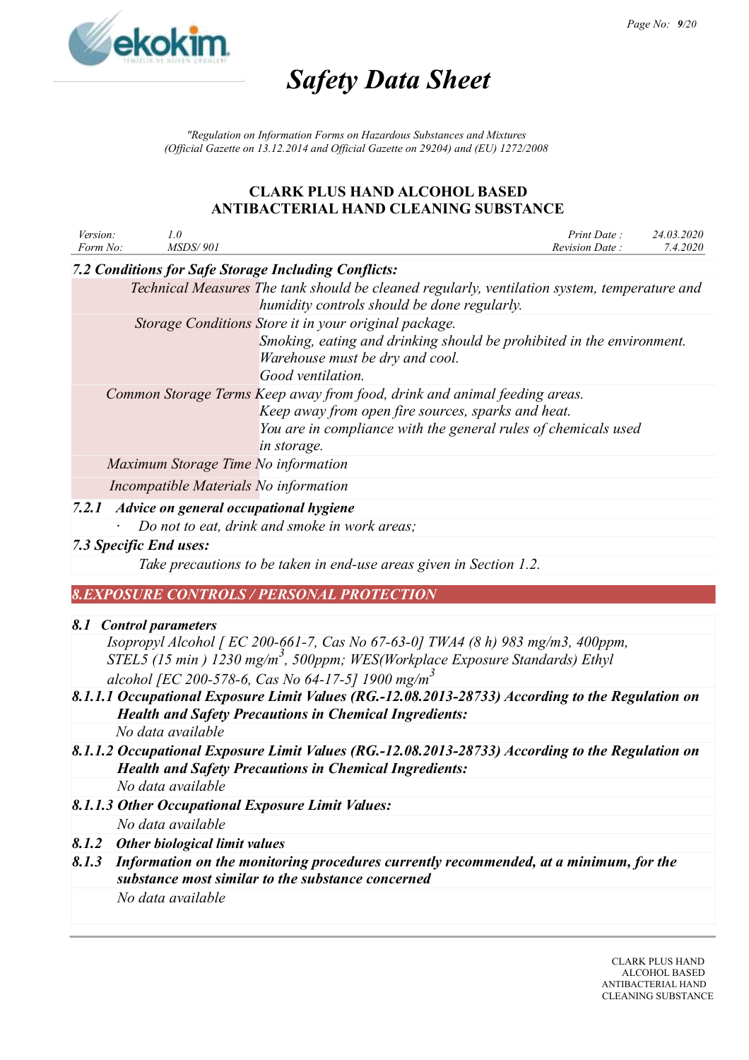### 7.2 Conditions for Safe Storage Including Conflicts:

| | |
|---|---|
| *Technical Measures* | *The tank should be cleaned regularly, ventilation system, temperature and humidity controls should be done regularly.* |
| *Storage Conditions* | *Store it in your original package.*<br>*Smoking, eating and drinking should be prohibited in the environment.*<br>*Warehouse must be dry and cool.*<br>*Good ventilation.* |
| *Common Storage Terms* | *Keep away from food, drink and animal feeding areas.*<br>*Keep away from open fire sources, sparks and heat.*<br>*You are in compliance with the general rules of chemicals used in storage.* |
| *Maximum Storage Time* | *No information* |
| *Incompatible Materials* | *No information* |

### 7.2.1 Advice on general occupational hygiene

- *Do not to eat, drink and smoke in work areas;*

### 7.3 Specific End uses:

*Take precautions to be taken in end-use areas given in Section 1.2.*

## 8.EXPOSURE CONTROLS / PERSONAL PROTECTION

### 8.1 Control parameters

*Isopropyl Alcohol [ EC 200-661-7, Cas No 67-63-0] TWA4 (8 h) 983 mg/m3, 400ppm, STEL5 (15 min ) 1230 mg/m$^3$, 500ppm; WES(Workplace Exposure Standards) Ethyl alcohol [EC 200-578-6, Cas No 64-17-5] 1900 mg/m$^3$*

#### 8.1.1.1 Occupational Exposure Limit Values (RG.-12.08.2013-28733) According to the Regulation on Health and Safety Precautions in Chemical Ingredients:

*No data available*

#### 8.1.1.2 Occupational Exposure Limit Values (RG.-12.08.2013-28733) According to the Regulation on Health and Safety Precautions in Chemical Ingredients:

*No data available*

#### 8.1.1.3 Other Occupational Exposure Limit Values:

*No data available*

#### 8.1.2 Other biological limit values

#### 8.1.3 Information on the monitoring procedures currently recommended, at a minimum, for the substance most similar to the substance concerned

*No data available*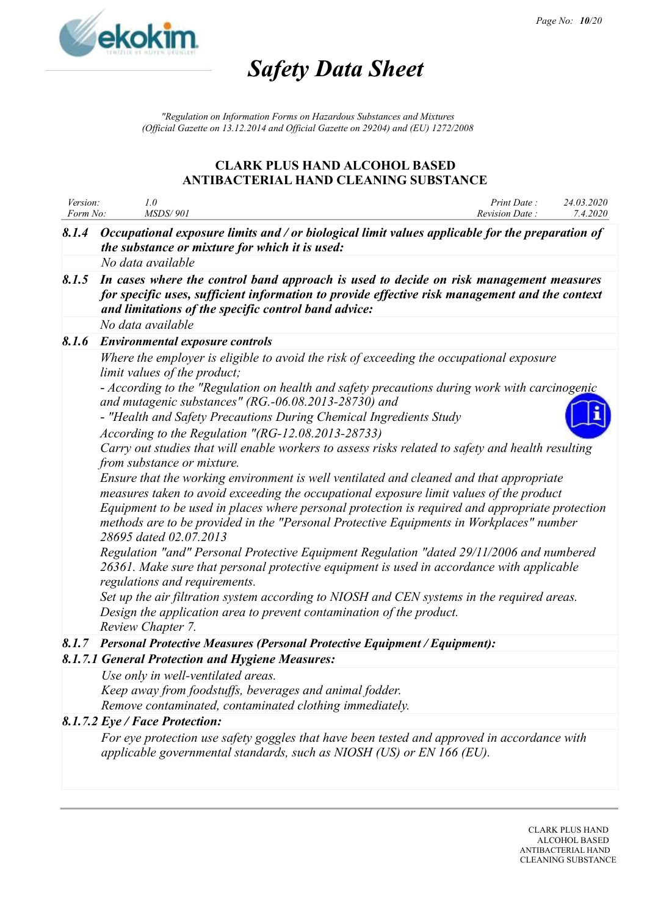**8.1.4 Occupational exposure limits and / or biological limit values applicable for the preparation of the substance or mixture for which it is used:**

*No data available*

**8.1.5 In cases where the control band approach is used to decide on risk management measures for specific uses, sufficient information to provide effective risk management and the context and limitations of the specific control band advice:**

*No data available*

**8.1.6 Environmental exposure controls**

*Where the employer is eligible to avoid the risk of exceeding the occupational exposure limit values of the product;*
*- According to the "Regulation on health and safety precautions during work with carcinogenic and mutagenic substances" (RG.-06.08.2013-28730) and*
*- "Health and Safety Precautions During Chemical Ingredients Study*
*According to the Regulation "(RG-12.08.2013-28733)*
*Carry out studies that will enable workers to assess risks related to safety and health resulting from substance or mixture.*
*Ensure that the working environment is well ventilated and cleaned and that appropriate measures taken to avoid exceeding the occupational exposure limit values of the product*
*Equipment to be used in places where personal protection is required and appropriate protection methods are to be provided in the "Personal Protective Equipments in Workplaces" number 28695 dated 02.07.2013*
*Regulation "and" Personal Protective Equipment Regulation "dated 29/11/2006 and numbered 26361. Make sure that personal protective equipment is used in accordance with applicable regulations and requirements.*
*Set up the air filtration system according to NIOSH and CEN systems in the required areas.*
*Design the application area to prevent contamination of the product.*
*Review Chapter 7.*

**8.1.7 Personal Protective Measures (Personal Protective Equipment / Equipment):**

**8.1.7.1 General Protection and Hygiene Measures:**

*Use only in well-ventilated areas.*
*Keep away from foodstuffs, beverages and animal fodder.*
*Remove contaminated, contaminated clothing immediately.*

**8.1.7.2 Eye / Face Protection:**

*For eye protection use safety goggles that have been tested and approved in accordance with applicable governmental standards, such as NIOSH (US) or EN 166 (EU).*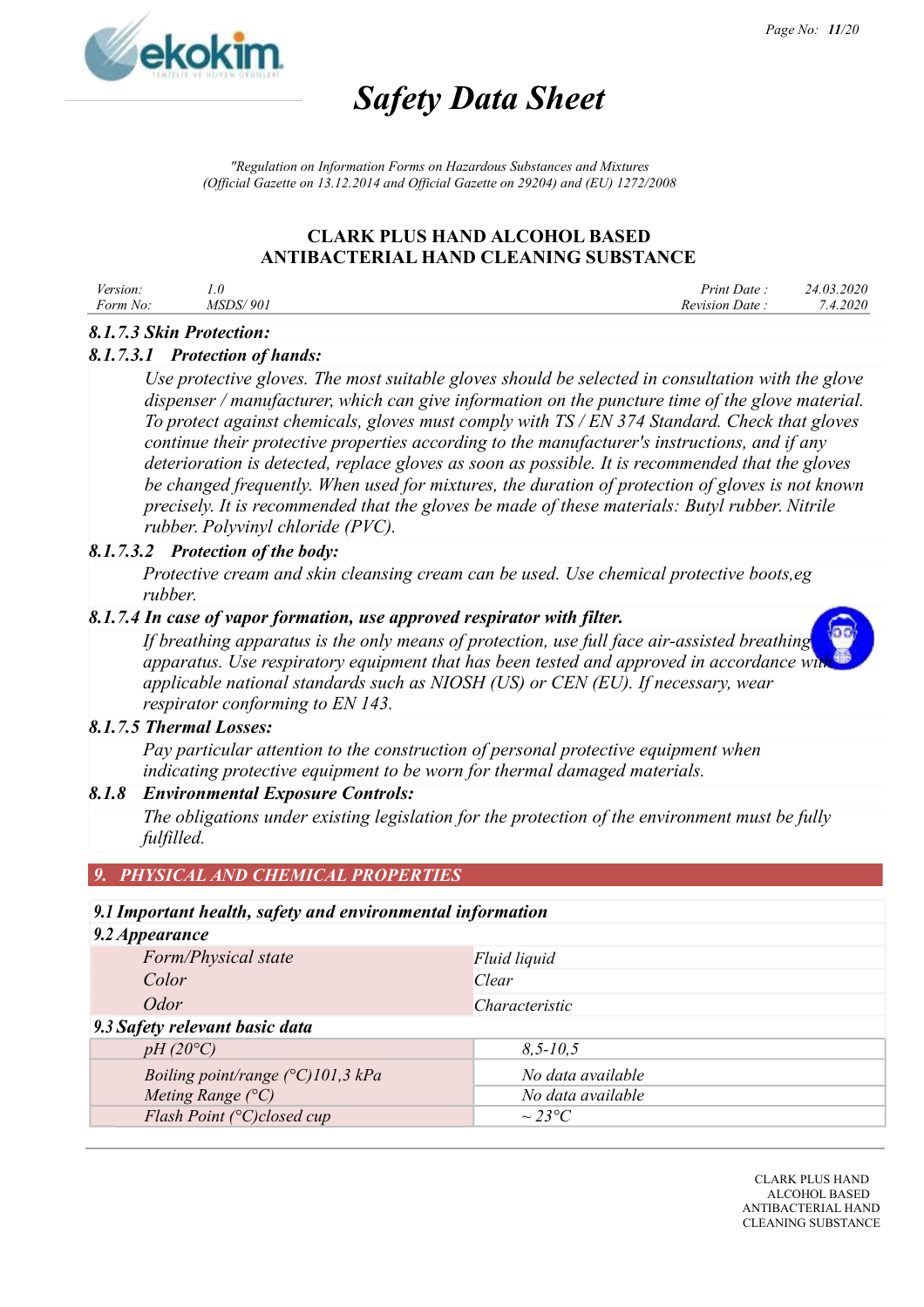### 8.1.7.3 Skin Protection:

#### 8.1.7.3.1 Protection of hands:

*Use protective gloves. The most suitable gloves should be selected in consultation with the glove dispenser / manufacturer, which can give information on the puncture time of the glove material. To protect against chemicals, gloves must comply with TS / EN 374 Standard. Check that gloves continue their protective properties according to the manufacturer's instructions, and if any deterioration is detected, replace gloves as soon as possible. It is recommended that the gloves be changed frequently. When used for mixtures, the duration of protection of gloves is not known precisely. It is recommended that the gloves be made of these materials: Butyl rubber. Nitrile rubber. Polyvinyl chloride (PVC).*

#### 8.1.7.3.2 Protection of the body:

*Protective cream and skin cleansing cream can be used. Use chemical protective boots,eg rubber.*

### 8.1.7.4 In case of vapor formation, use approved respirator with filter.

*If breathing apparatus is the only means of protection, use full face air-assisted breathing apparatus. Use respiratory equipment that has been tested and approved in accordance with applicable national standards such as NIOSH (US) or CEN (EU). If necessary, wear respirator conforming to EN 143.*

### 8.1.7.5 Thermal Losses:

*Pay particular attention to the construction of personal protective equipment when indicating protective equipment to be worn for thermal damaged materials.*

### 8.1.8 Environmental Exposure Controls:

*The obligations under existing legislation for the protection of the environment must be fully fulfilled.*

## 9. PHYSICAL AND CHEMICAL PROPERTIES

### 9.1 Important health, safety and environmental information

### 9.2 Appearance

| | |
|---|---|
| Form/Physical state | Fluid liquid |
| Color | Clear |
| Odor | Characteristic |

### 9.3 Safety relevant basic data

| | |
|---|---|
| pH (20°C) | 8,5-10,5 |
| Boiling point/range (°C)101,3 kPa | No data available |
| Meting Range (°C) | No data available |
| Flash Point (°C)closed cup | ~ 23°C |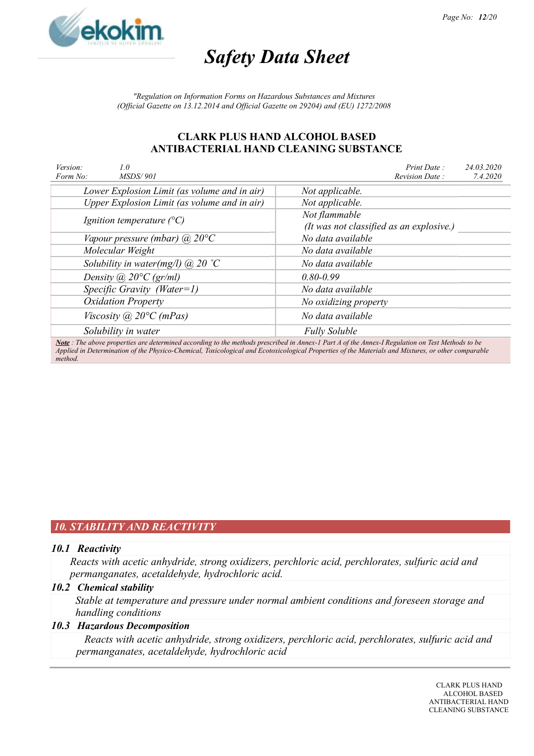# Safety Data Sheet

*"Regulation on Information Forms on Hazardous Substances and Mixtures (Official Gazette on 13.12.2014 and Official Gazette on 29204) and (EU) 1272/2008*

## CLARK PLUS HAND ALCOHOL BASED ANTIBACTERIAL HAND CLEANING SUBSTANCE

| Version: | 1.0 | Print Date : | 24.03.2020 |
|---|---|---|---|
| Form No: | MSDS/ 901 | Revision Date : | 7.4.2020 |

| Property | Value |
|---|---|
| Lower Explosion Limit (as volume and in air) | Not applicable. |
| Upper Explosion Limit (as volume and in air) | Not applicable. |
| Ignition temperature (°C) | Not flammable (It was not classified as an explosive.) |
| Vapour pressure (mbar) @ 20°C | No data available |
| Molecular Weight | No data available |
| Solubility in water(mg/l) @ 20 ˚C | No data available |
| Density @ 20°C (gr/ml) | 0.80-0.99 |
| Specific Gravity (Water=1) | No data available |
| Oxidation Property | No oxidizing property |
| Viscosity @ 20°C (mPas) | No data available |
| Solubility in water | Fully Soluble |

***Note*** *: The above properties are determined according to the methods prescribed in Annex-1 Part A of the Annex-I Regulation on Test Methods to be Applied in Determination of the Physico-Chemical, Toxicological and Ecotoxicological Properties of the Materials and Mixtures, or other comparable method.*

## 10. STABILITY AND REACTIVITY

### 10.1 Reactivity

Reacts with acetic anhydride, strong oxidizers, perchloric acid, perchlorates, sulfuric acid and permanganates, acetaldehyde, hydrochloric acid.

### 10.2 Chemical stability

Stable at temperature and pressure under normal ambient conditions and foreseen storage and handling conditions

### 10.3 Hazardous Decomposition

Reacts with acetic anhydride, strong oxidizers, perchloric acid, perchlorates, sulfuric acid and permanganates, acetaldehyde, hydrochloric acid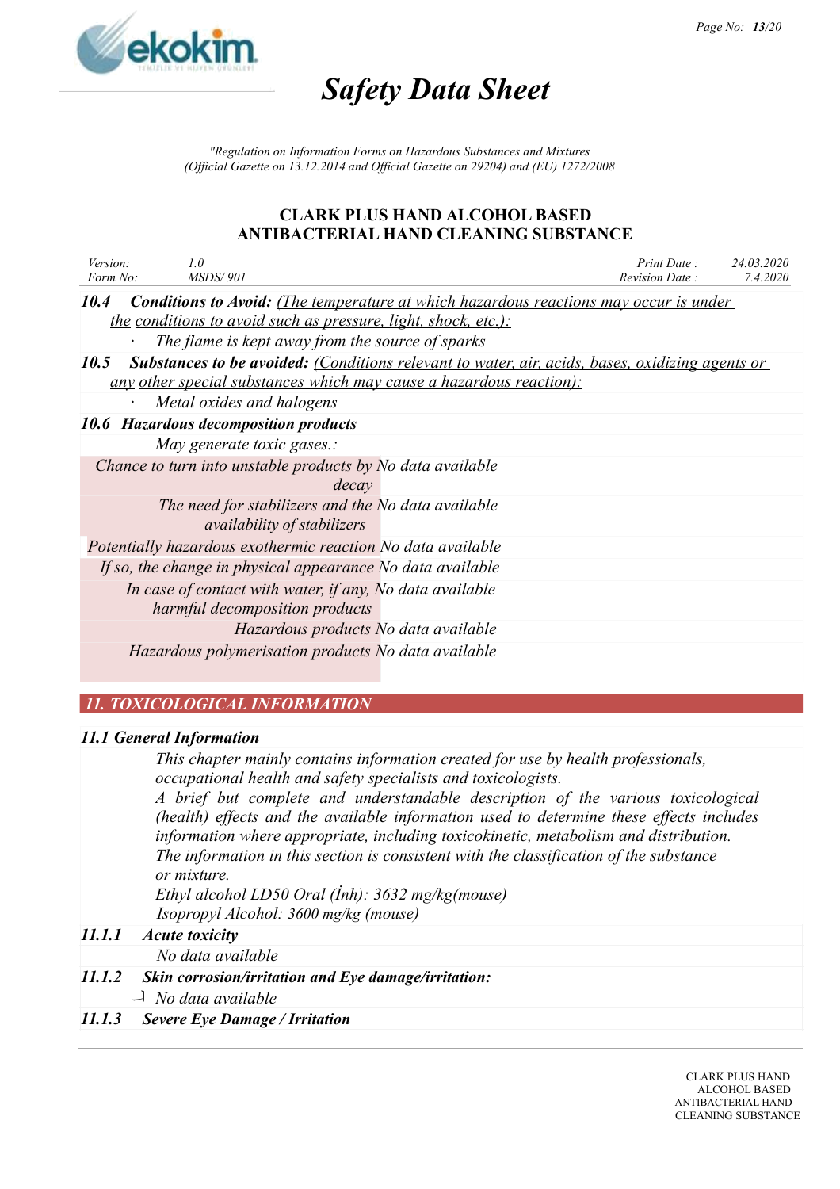**10.4 Conditions to Avoid:** *(The temperature at which hazardous reactions may occur is under the conditions to avoid such as pressure, light, shock, etc.):*

- *The flame is kept away from the source of sparks*

**10.5 Substances to be avoided:** *(Conditions relevant to water, air, acids, bases, oxidizing agents or any other special substances which may cause a hazardous reaction):*

- *Metal oxides and halogens*

**10.6 Hazardous decomposition products**

*May generate toxic gases.:*

| | |
|---|---|
| Chance to turn into unstable products by decay | No data available |
| The need for stabilizers and the availability of stabilizers | No data available |
| Potentially hazardous exothermic reaction | No data available |
| If so, the change in physical appearance | No data available |
| In case of contact with water, if any, harmful decomposition products | No data available |
| Hazardous products | No data available |
| Hazardous polymerisation products | No data available |

## 11. TOXICOLOGICAL INFORMATION

### 11.1 General Information

*This chapter mainly contains information created for use by health professionals, occupational health and safety specialists and toxicologists.*
*A brief but complete and understandable description of the various toxicological (health) effects and the available information used to determine these effects includes information where appropriate, including toxicokinetic, metabolism and distribution.*
*The information in this section is consistent with the classification of the substance or mixture.*
*Ethyl alcohol LD50 Oral (İnh): 3632 mg/kg(mouse)*
*Isopropyl Alcohol: 3600 mg/kg (mouse)*

**11.1.1 Acute toxicity**

*No data available*

**11.1.2 Skin corrosion/irritation and Eye damage/irritation:**

*No data available*

**11.1.3 Severe Eye Damage / Irritation**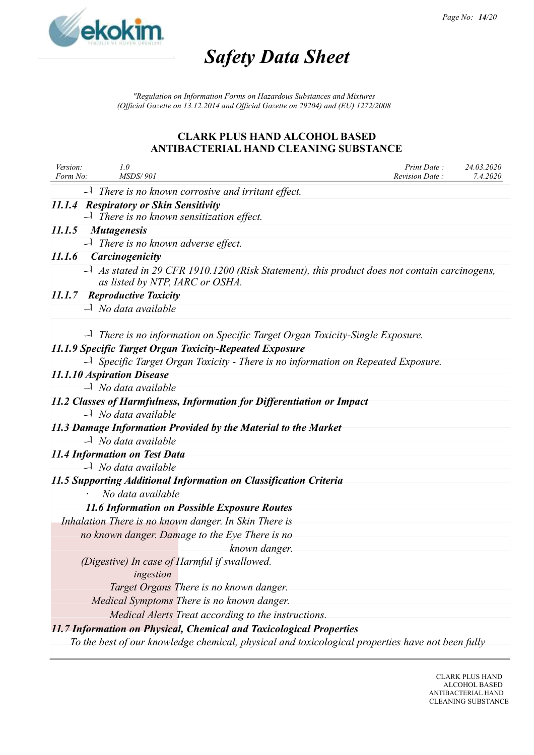- There is no known corrosive and irritant effect.

**11.1.4 Respiratory or Skin Sensitivity**

- There is no known sensitization effect.

**11.1.5 Mutagenesis**

- There is no known adverse effect.

**11.1.6 Carcinogenicity**

- As stated in 29 CFR 1910.1200 (Risk Statement), this product does not contain carcinogens, as listed by NTP, IARC or OSHA.

**11.1.7 Reproductive Toxicity**

- No data available

- There is no information on Specific Target Organ Toxicity-Single Exposure.

**11.1.9 Specific Target Organ Toxicity-Repeated Exposure**

- Specific Target Organ Toxicity - There is no information on Repeated Exposure.

**11.1.10 Aspiration Disease**

- No data available

**11.2 Classes of Harmfulness, Information for Differentiation or Impact**

- No data available

**11.3 Damage Information Provided by the Material to the Market**

- No data available

**11.4 Information on Test Data**

- No data available

**11.5 Supporting Additional Information on Classification Criteria**

- No data available

**11.6 Information on Possible Exposure Routes**

| | |
|---|---|
| Inhalation | There is no known danger. |
| In Skin | There is no known danger. |
| Damage to the Eye | There is no known danger. |
| (Digestive) In case of ingestion | Harmful if swallowed. |
| Target Organs | There is no known danger. |
| Medical Symptoms | There is no known danger. |
| Medical Alerts | Treat according to the instructions. |

**11.7 Information on Physical, Chemical and Toxicological Properties**

To the best of our knowledge chemical, physical and toxicological properties have not been fully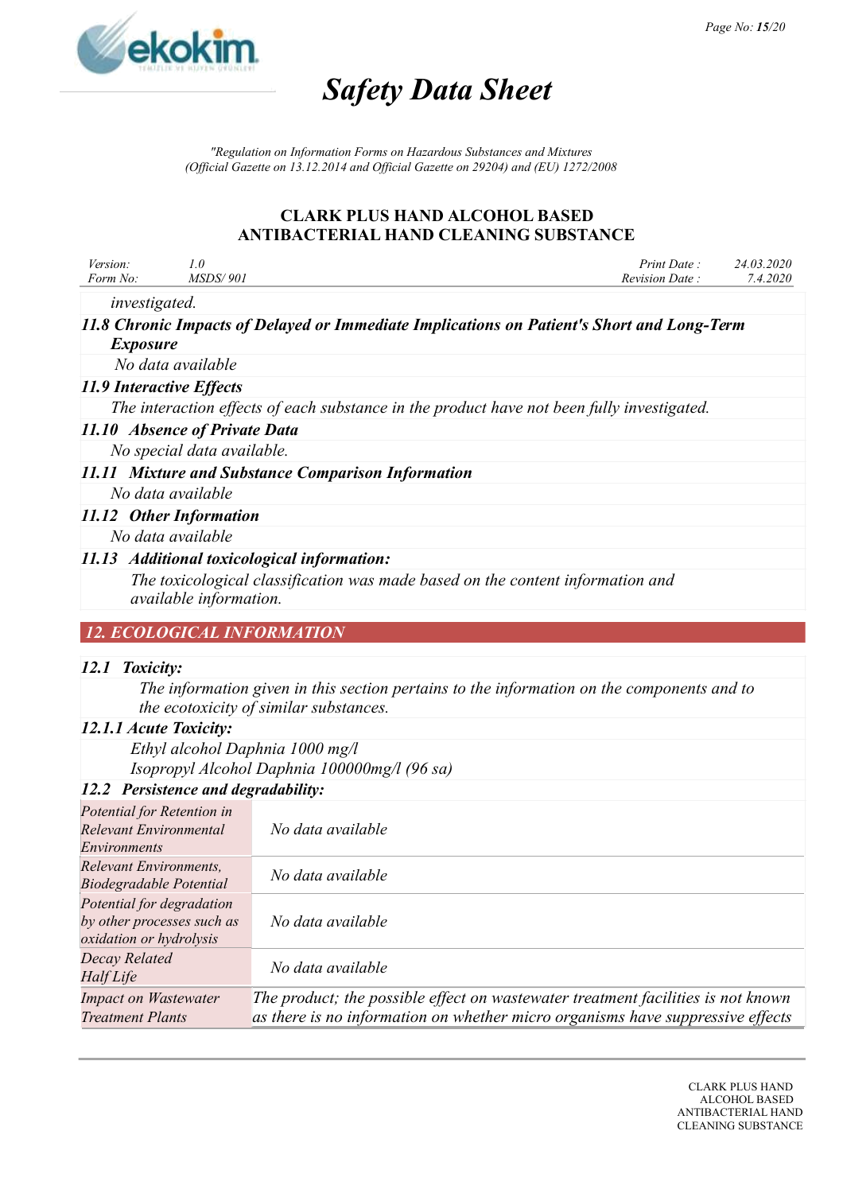investigated.

### 11.8 Chronic Impacts of Delayed or Immediate Implications on Patient's Short and Long-Term Exposure

No data available

### 11.9 Interactive Effects

The interaction effects of each substance in the product have not been fully investigated.

### 11.10 Absence of Private Data

No special data available.

### 11.11 Mixture and Substance Comparison Information

No data available

### 11.12 Other Information

No data available

### 11.13 Additional toxicological information:

The toxicological classification was made based on the content information and available information.

## 12. ECOLOGICAL INFORMATION

### 12.1 Toxicity:

The information given in this section pertains to the information on the components and to the ecotoxicity of similar substances.

### 12.1.1 Acute Toxicity:

Ethyl alcohol Daphnia 1000 mg/l
Isopropyl Alcohol Daphnia 100000mg/l (96 sa)

### 12.2 Persistence and degradability:

| | |
|---|---|
| Potential for Retention in Relevant Environmental Environments | No data available |
| Relevant Environments, Biodegradable Potential | No data available |
| Potential for degradation by other processes such as oxidation or hydrolysis | No data available |
| Decay Related Half Life | No data available |
| Impact on Wastewater Treatment Plants | The product; the possible effect on wastewater treatment facilities is not known as there is no information on whether micro organisms have suppressive effects |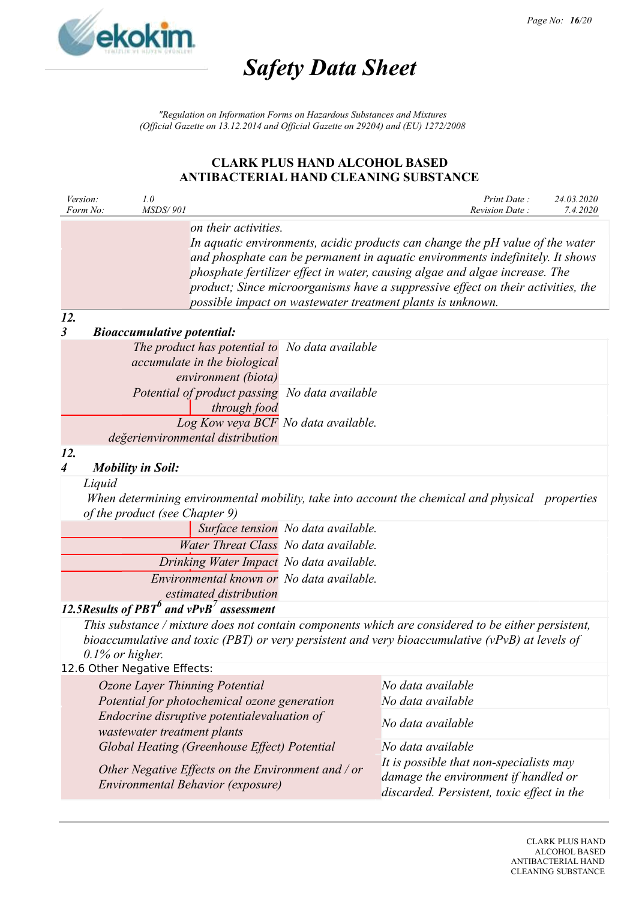on their activities.
In aquatic environments, acidic products can change the pH value of the water and phosphate can be permanent in aquatic environments indefinitely. It shows phosphate fertilizer effect in water, causing algae and algae increase. The product; Since microorganisms have a suppressive effect on their activities, the possible impact on wastewater treatment plants is unknown.

### 12.3 Bioaccumulative potential:

| | |
|---|---|
| The product has potential to accumulate in the biological environment (biota) | No data available |
| Potential of product passing through food | No data available |
| Log Kow veya BCF değerienvironmental distribution | No data available. |

### 12.4 Mobility in Soil:

Liquid
When determining environmental mobility, take into account the chemical and physical properties of the product (see Chapter 9)

| | |
|---|---|
| Surface tension | No data available. |
| Water Threat Class | No data available. |
| Drinking Water Impact | No data available. |
| Environmental known or estimated distribution | No data available. |

### 12.5 Results of PBT[6] and vPvB[7] assessment

This substance / mixture does not contain components which are considered to be either persistent, bioaccumulative and toxic (PBT) or very persistent and very bioaccumulative (vPvB) at levels of 0.1% or higher.

### 12.6 Other Negative Effects:

| | |
|---|---|
| Ozone Layer Thinning Potential | No data available |
| Potential for photochemical ozone generation | No data available |
| Endocrine disruptive potentialevaluation of wastewater treatment plants | No data available |
| Global Heating (Greenhouse Effect) Potential | No data available |
| Other Negative Effects on the Environment and / or Environmental Behavior (exposure) | It is possible that non-specialists may damage the environment if handled or discarded. Persistent, toxic effect in the |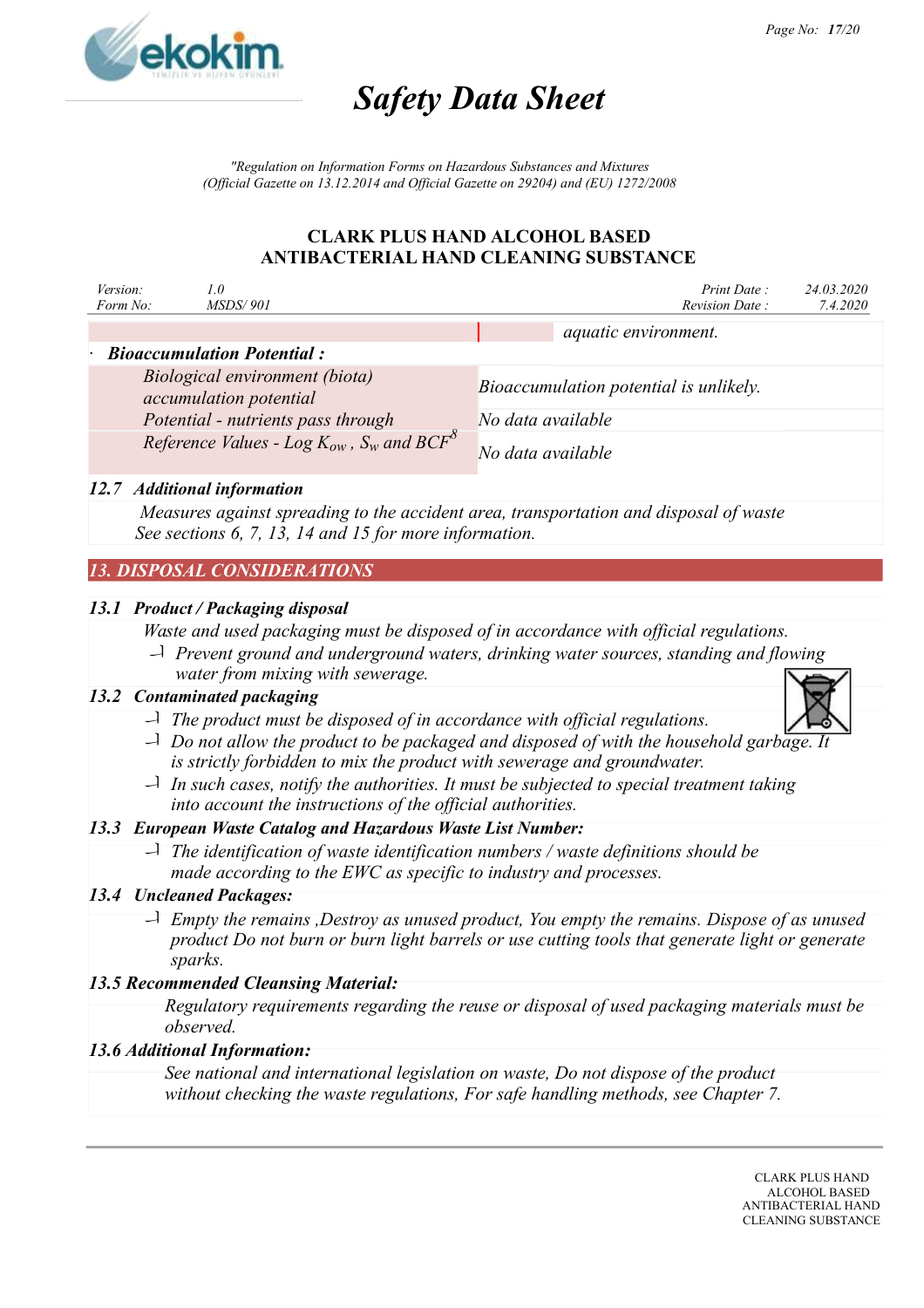| | aquatic environment. |
|---|---|
| **Bioaccumulation Potential :** | |
| Biological environment (biota) accumulation potential | Bioaccumulation potential is unlikely. |
| Potential - nutrients pass through | No data available |
| Reference Values - Log $K_{ow}$ , $S_w$ and BCF[8] | No data available |

### 12.7 Additional information

Measures against spreading to the accident area, transportation and disposal of waste
See sections 6, 7, 13, 14 and 15 for more information.

## 13. DISPOSAL CONSIDERATIONS

### 13.1 Product / Packaging disposal

Waste and used packaging must be disposed of in accordance with official regulations.

- Prevent ground and underground waters, drinking water sources, standing and flowing water from mixing with sewerage.

### 13.2 Contaminated packaging

- The product must be disposed of in accordance with official regulations.
- Do not allow the product to be packaged and disposed of with the household garbage. It is strictly forbidden to mix the product with sewerage and groundwater.
- In such cases, notify the authorities. It must be subjected to special treatment taking into account the instructions of the official authorities.

### 13.3 European Waste Catalog and Hazardous Waste List Number:

- The identification of waste identification numbers / waste definitions should be made according to the EWC as specific to industry and processes.

### 13.4 Uncleaned Packages:

- Empty the remains ,Destroy as unused product, You empty the remains. Dispose of as unused product Do not burn or burn light barrels or use cutting tools that generate light or generate sparks.

### 13.5 Recommended Cleansing Material:

Regulatory requirements regarding the reuse or disposal of used packaging materials must be observed.

### 13.6 Additional Information:

See national and international legislation on waste, Do not dispose of the product without checking the waste regulations, For safe handling methods, see Chapter 7.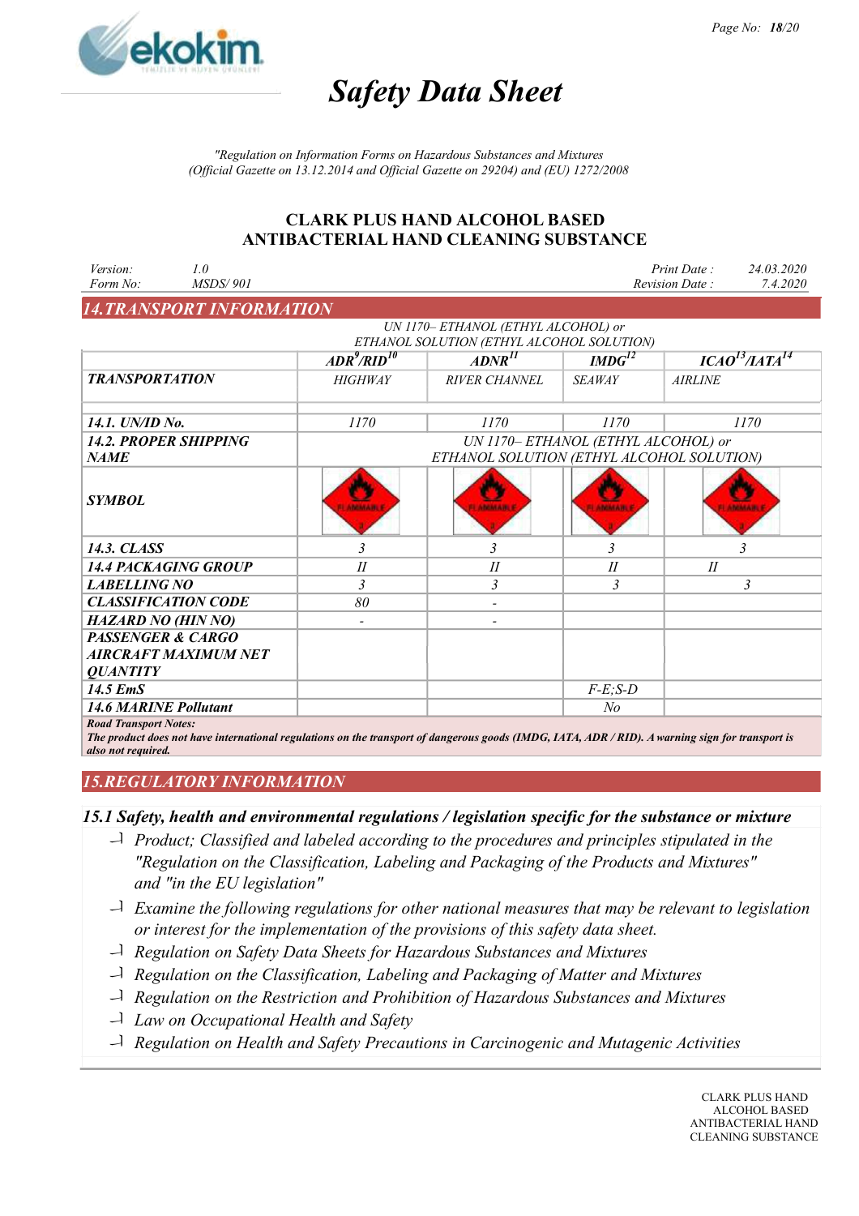# Safety Data Sheet

*"Regulation on Information Forms on Hazardous Substances and Mixtures (Official Gazette on 13.12.2014 and Official Gazette on 29204) and (EU) 1272/2008*

## CLARK PLUS HAND ALCOHOL BASED ANTIBACTERIAL HAND CLEANING SUBSTANCE

| | | | |
|---|---|---|---|
| *Version:* | *1.0* | *Print Date :* | *24.03.2020* |
| *Form No:* | *MSDS/ 901* | *Revision Date :* | *7.4.2020* |

## 14.TRANSPORT INFORMATION

*UN 1170– ETHANOL (ETHYL ALCOHOL) or ETHANOL SOLUTION (ETHYL ALCOHOL SOLUTION)*

| | ADR[9]/RID[10] | ADNR[11] | IMDG[12] | ICAO[13]/IATA[14] |
|---|---|---|---|---|
| **TRANSPORTATION** | HIGHWAY | RIVER CHANNEL | SEAWAY | AIRLINE |
| **14.1. UN/ID No.** | 1170 | 1170 | 1170 | 1170 |
| **14.2. PROPER SHIPPING NAME** | UN 1170– ETHANOL (ETHYL ALCOHOL) or ETHANOL SOLUTION (ETHYL ALCOHOL SOLUTION) | | | |
| **SYMBOL** | FLAMMABLE 3 | FLAMMABLE 3 | FLAMMABLE 3 | FLAMMABLE 3 |
| **14.3. CLASS** | 3 | 3 | 3 | 3 |
| **14.4 PACKAGING GROUP** | II | II | II | II |
| **LABELLING NO** | 3 | 3 | 3 | 3 |
| **CLASSIFICATION CODE** | 80 | - | | |
| **HAZARD NO (HIN NO)** | - | - | | |
| **PASSENGER & CARGO AIRCRAFT MAXIMUM NET QUANTITY** | | | | |
| **14.5 EmS** | | | F-E;S-D | |
| **14.6 MARINE Pollutant** | | | No | |

***Road Transport Notes:***
***The product does not have international regulations on the transport of dangerous goods (IMDG, IATA, ADR / RID). A warning sign for transport is also not required.***

## 15.REGULATORY INFORMATION

### 15.1 Safety, health and environmental regulations / legislation specific for the substance or mixture

- *Product; Classified and labeled according to the procedures and principles stipulated in the "Regulation on the Classification, Labeling and Packaging of the Products and Mixtures" and "in the EU legislation"*
- *Examine the following regulations for other national measures that may be relevant to legislation or interest for the implementation of the provisions of this safety data sheet.*
- *Regulation on Safety Data Sheets for Hazardous Substances and Mixtures*
- *Regulation on the Classification, Labeling and Packaging of Matter and Mixtures*
- *Regulation on the Restriction and Prohibition of Hazardous Substances and Mixtures*
- *Law on Occupational Health and Safety*
- *Regulation on Health and Safety Precautions in Carcinogenic and Mutagenic Activities*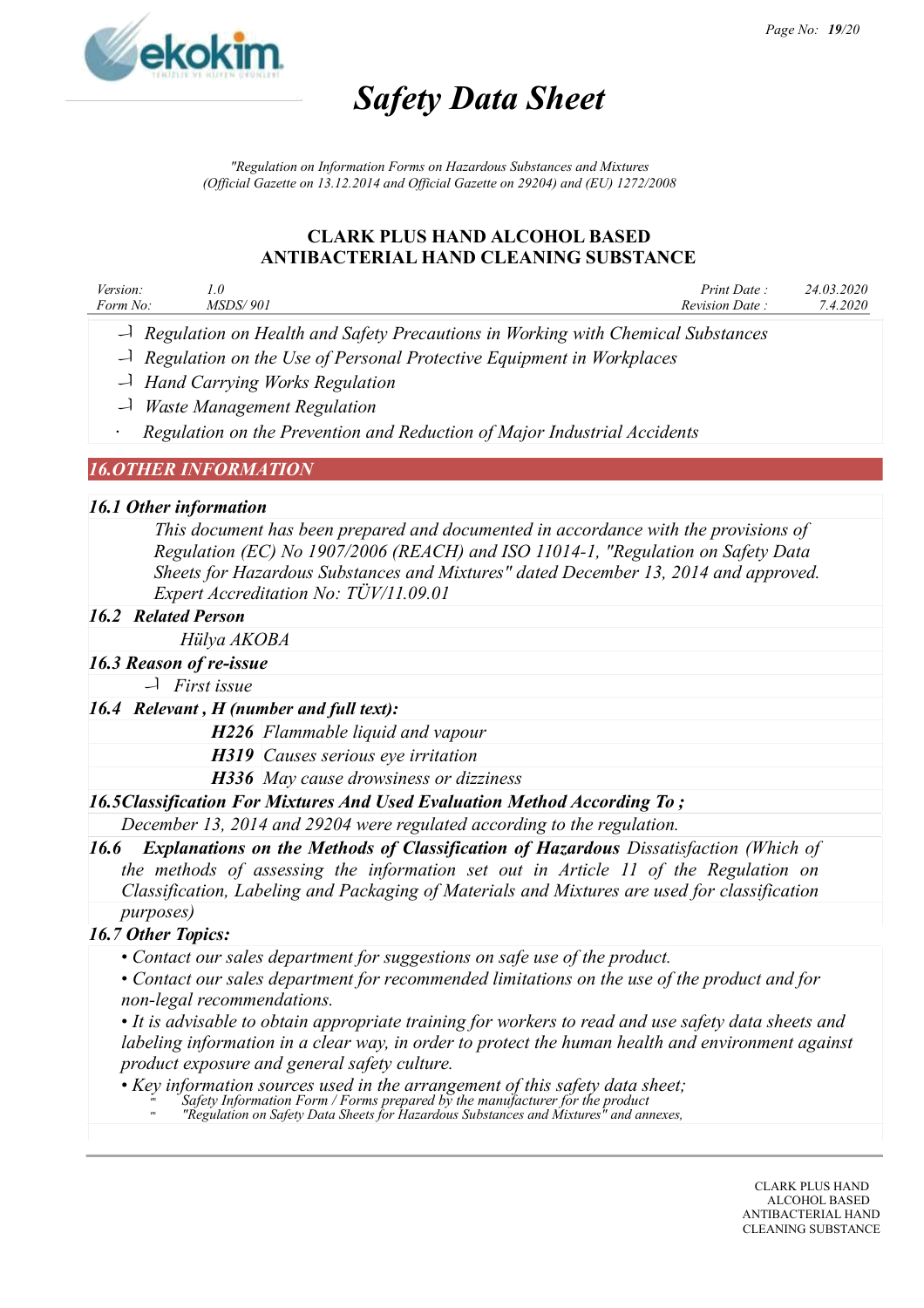- *Regulation on Health and Safety Precautions in Working with Chemical Substances*
- *Regulation on the Use of Personal Protective Equipment in Workplaces*
- *Hand Carrying Works Regulation*
- *Waste Management Regulation*
- *Regulation on the Prevention and Reduction of Major Industrial Accidents*

## *16.OTHER INFORMATION*

### *16.1 Other information*

*This document has been prepared and documented in accordance with the provisions of Regulation (EC) No 1907/2006 (REACH) and ISO 11014-1, "Regulation on Safety Data Sheets for Hazardous Substances and Mixtures" dated December 13, 2014 and approved. Expert Accreditation No: TÜV/11.09.01*

### *16.2 Related Person*

*Hülya AKOBA*

### *16.3 Reason of re-issue*

- *First issue*

### *16.4 Relevant , H (number and full text):*

***H226*** *Flammable liquid and vapour*

***H319*** *Causes serious eye irritation*

***H336*** *May cause drowsiness or dizziness*

### *16.5Classification For Mixtures And Used Evaluation Method According To ;*

*December 13, 2014 and 29204 were regulated according to the regulation.*

### *16.6 Explanations on the Methods of Classification of Hazardous* Dissatisfaction (Which of the methods of assessing the information set out in Article 11 of the Regulation on Classification, Labeling and Packaging of Materials and Mixtures are used for classification purposes)

### *16.7 Other Topics:*

- *Contact our sales department for suggestions on safe use of the product.*
- *Contact our sales department for recommended limitations on the use of the product and for non-legal recommendations.*
- *It is advisable to obtain appropriate training for workers to read and use safety data sheets and labeling information in a clear way, in order to protect the human health and environment against product exposure and general safety culture.*
- *Key information sources used in the arrangement of this safety data sheet;*
  - *Safety Information Form / Forms prepared by the manufacturer for the product*
  - *"Regulation on Safety Data Sheets for Hazardous Substances and Mixtures" and annexes,*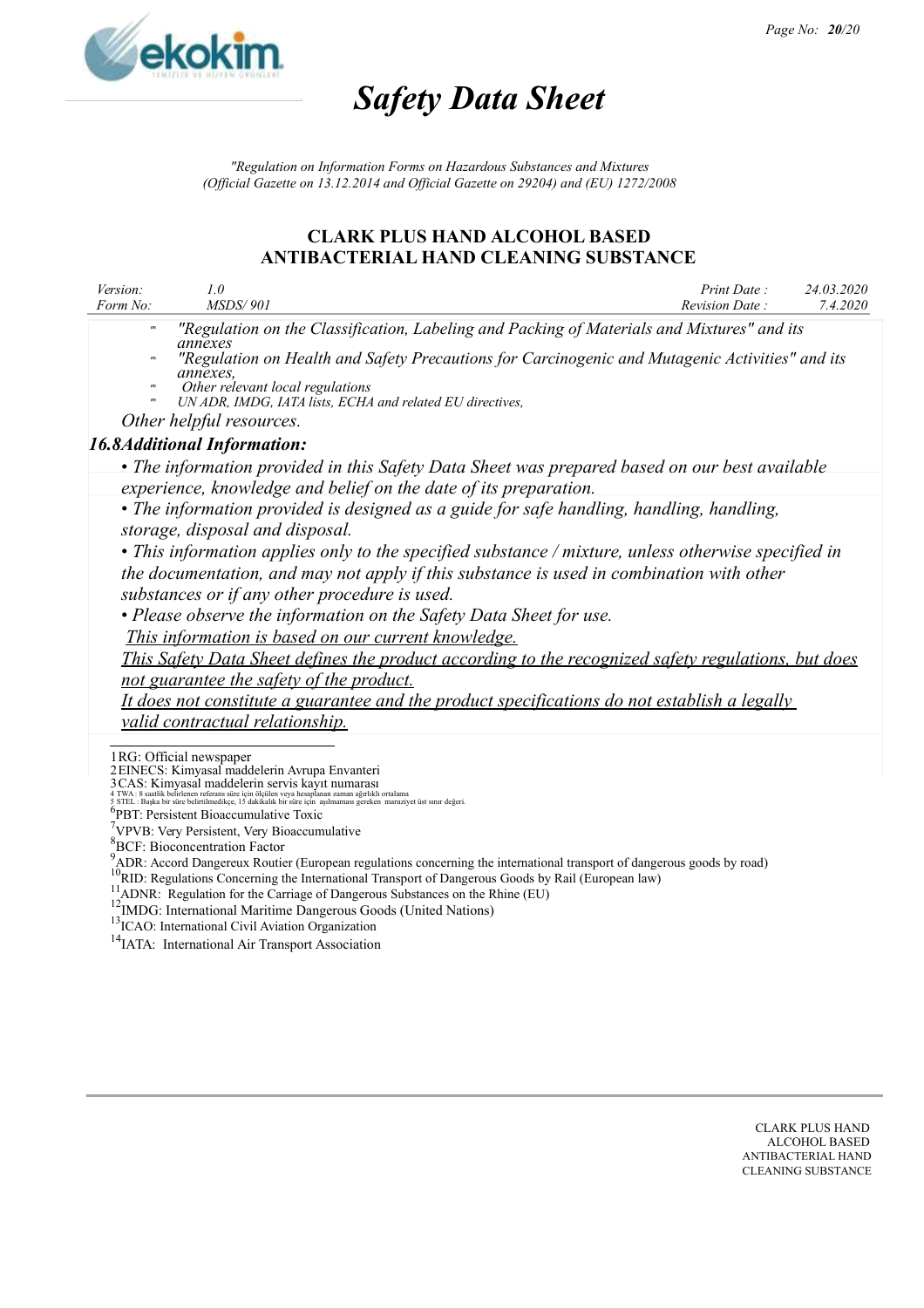- *"Regulation on the Classification, Labeling and Packing of Materials and Mixtures" and its annexes*
- *"Regulation on Health and Safety Precautions for Carcinogenic and Mutagenic Activities" and its annexes,*
- *Other relevant local regulations*
- *UN ADR, IMDG, IATA lists, ECHA and related EU directives,*

*Other helpful resources.*

### *16.8Additional Information:*

*• The information provided in this Safety Data Sheet was prepared based on our best available experience, knowledge and belief on the date of its preparation.*

*• The information provided is designed as a guide for safe handling, handling, handling, storage, disposal and disposal.*

*• This information applies only to the specified substance / mixture, unless otherwise specified in the documentation, and may not apply if this substance is used in combination with other substances or if any other procedure is used.*

*• Please observe the information on the Safety Data Sheet for use.*

*This information is based on our current knowledge.*

*This Safety Data Sheet defines the product according to the recognized safety regulations, but does not guarantee the safety of the product.*

*It does not constitute a guarantee and the product specifications do not establish a legally valid contractual relationship.*

---

[1] RG: Official newspaper
[2] EINECS: Kimyasal maddelerin Avrupa Envanteri
[3] CAS: Kimyasal maddelerin servis kayıt numarası
[4] TWA : 8 saatlik belirlenen referans süre için ölçülen veya hesaplanan zaman ağırlıklı ortalama
[5] STEL : Başka bir süre belirtilmedikçe, 15 dakikalık bir süre için aşılmaması gereken maruziyet üst sınır değeri.
[6] PBT: Persistent Bioaccumulative Toxic
[7] VPVB: Very Persistent, Very Bioaccumulative
[8] BCF: Bioconcentration Factor
[9] ADR: Accord Dangereux Routier (European regulations concerning the international transport of dangerous goods by road)
[10] RID: Regulations Concerning the International Transport of Dangerous Goods by Rail (European law)
[11] ADNR: Regulation for the Carriage of Dangerous Substances on the Rhine (EU)
[12] IMDG: International Maritime Dangerous Goods (United Nations)
[13] ICAO: International Civil Aviation Organization
[14] IATA: International Air Transport Association